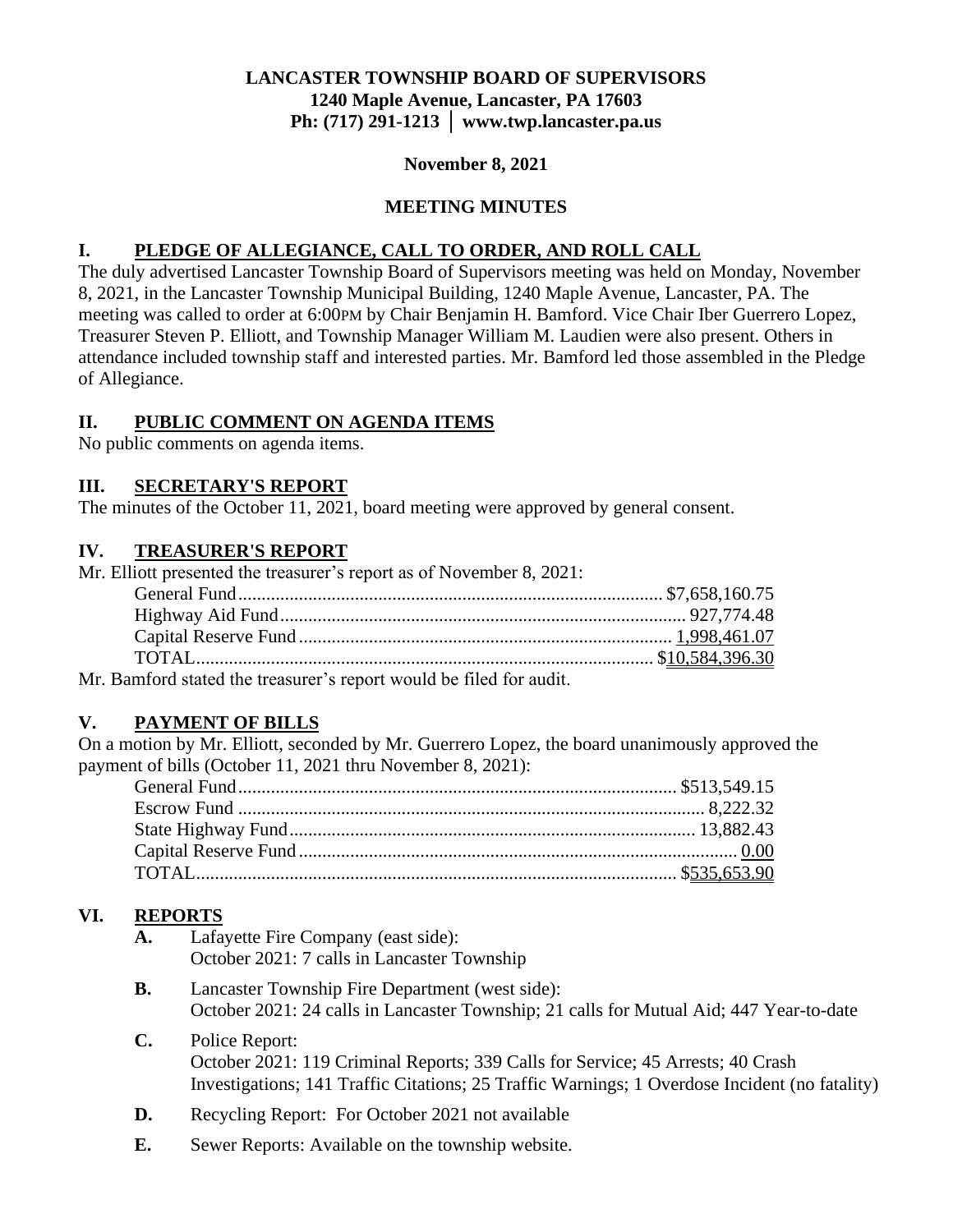**LANCASTER TOWNSHIP BOARD OF SUPERVISORS**
**1240 Maple Avenue, Lancaster, PA 17603**
**Ph: (717) 291-1213 │ www.twp.lancaster.pa.us**

**November 8, 2021**

**MEETING MINUTES**

## I. PLEDGE OF ALLEGIANCE, CALL TO ORDER, AND ROLL CALL

The duly advertised Lancaster Township Board of Supervisors meeting was held on Monday, November 8, 2021, in the Lancaster Township Municipal Building, 1240 Maple Avenue, Lancaster, PA. The meeting was called to order at 6:00PM by Chair Benjamin H. Bamford. Vice Chair Iber Guerrero Lopez, Treasurer Steven P. Elliott, and Township Manager William M. Laudien were also present. Others in attendance included township staff and interested parties. Mr. Bamford led those assembled in the Pledge of Allegiance.

## II. PUBLIC COMMENT ON AGENDA ITEMS

No public comments on agenda items.

## III. SECRETARY'S REPORT

The minutes of the October 11, 2021, board meeting were approved by general consent.

## IV. TREASURER'S REPORT

Mr. Elliott presented the treasurer's report as of November 8, 2021:

| | |
|---|---|
| General Fund | $7,658,160.75 |
| Highway Aid Fund | 927,774.48 |
| Capital Reserve Fund | 1,998,461.07 |
| TOTAL | $10,584,396.30 |

Mr. Bamford stated the treasurer's report would be filed for audit.

## V. PAYMENT OF BILLS

On a motion by Mr. Elliott, seconded by Mr. Guerrero Lopez, the board unanimously approved the payment of bills (October 11, 2021 thru November 8, 2021):

| | |
|---|---|
| General Fund | $513,549.15 |
| Escrow Fund | 8,222.32 |
| State Highway Fund | 13,882.43 |
| Capital Reserve Fund | 0.00 |
| TOTAL | $535,653.90 |

## VI. REPORTS

**A.** Lafayette Fire Company (east side):
October 2021: 7 calls in Lancaster Township

**B.** Lancaster Township Fire Department (west side):
October 2021: 24 calls in Lancaster Township; 21 calls for Mutual Aid; 447 Year-to-date

**C.** Police Report:
October 2021: 119 Criminal Reports; 339 Calls for Service; 45 Arrests; 40 Crash Investigations; 141 Traffic Citations; 25 Traffic Warnings; 1 Overdose Incident (no fatality)

**D.** Recycling Report: For October 2021 not available

**E.** Sewer Reports: Available on the township website.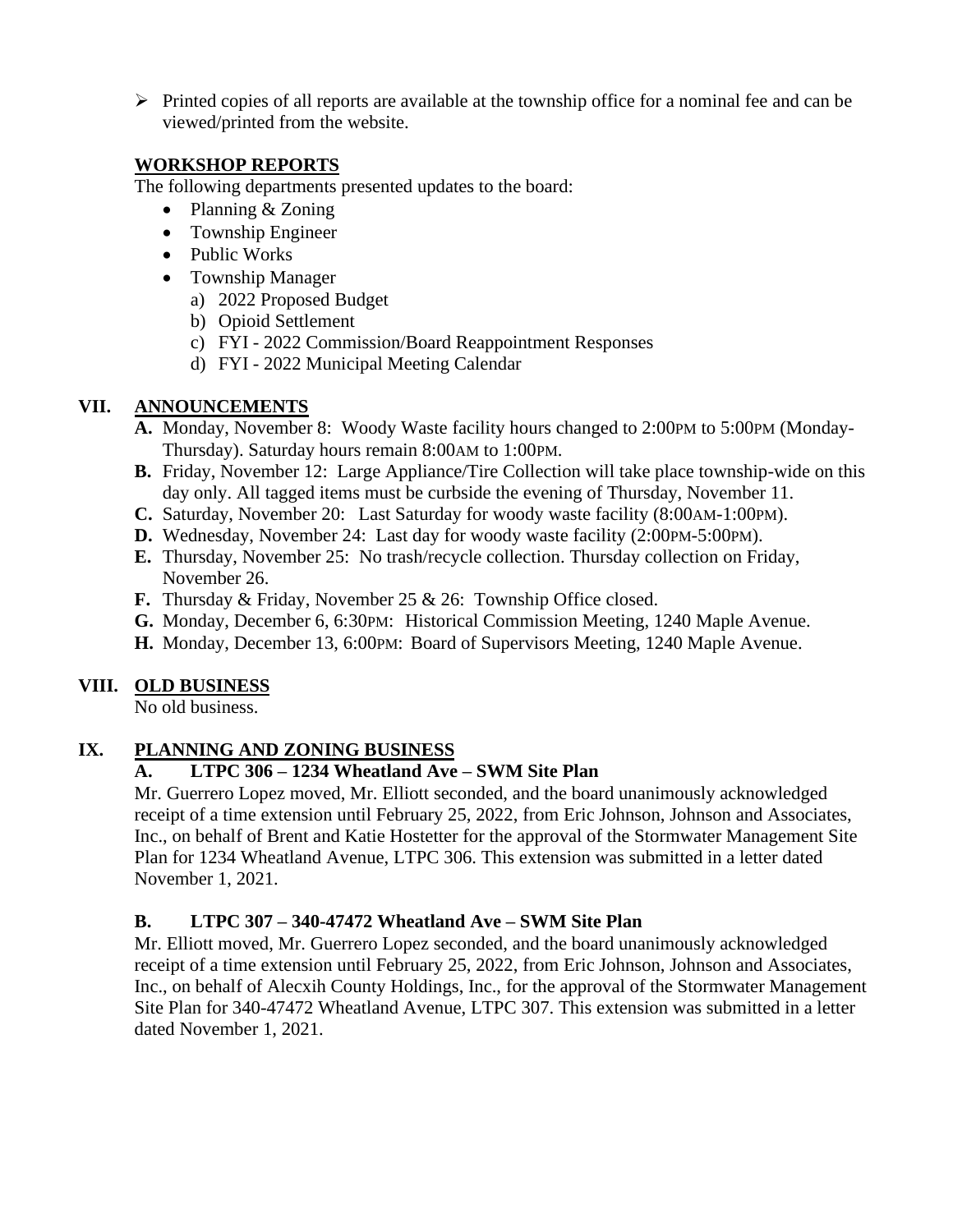- ➢ Printed copies of all reports are available at the township office for a nominal fee and can be viewed/printed from the website.

**WORKSHOP REPORTS**

The following departments presented updates to the board:

- Planning & Zoning
- Township Engineer
- Public Works
- Township Manager
  - a) 2022 Proposed Budget
  - b) Opioid Settlement
  - c) FYI - 2022 Commission/Board Reappointment Responses
  - d) FYI - 2022 Municipal Meeting Calendar

## VII. ANNOUNCEMENTS

**A.** Monday, November 8: Woody Waste facility hours changed to 2:00PM to 5:00PM (Monday-Thursday). Saturday hours remain 8:00AM to 1:00PM.

**B.** Friday, November 12: Large Appliance/Tire Collection will take place township-wide on this day only. All tagged items must be curbside the evening of Thursday, November 11.

**C.** Saturday, November 20: Last Saturday for woody waste facility (8:00AM-1:00PM).

**D.** Wednesday, November 24: Last day for woody waste facility (2:00PM-5:00PM).

**E.** Thursday, November 25: No trash/recycle collection. Thursday collection on Friday, November 26.

**F.** Thursday & Friday, November 25 & 26: Township Office closed.

**G.** Monday, December 6, 6:30PM: Historical Commission Meeting, 1240 Maple Avenue.

**H.** Monday, December 13, 6:00PM: Board of Supervisors Meeting, 1240 Maple Avenue.

## VIII. OLD BUSINESS

No old business.

## IX. PLANNING AND ZONING BUSINESS

### A. LTPC 306 – 1234 Wheatland Ave – SWM Site Plan

Mr. Guerrero Lopez moved, Mr. Elliott seconded, and the board unanimously acknowledged receipt of a time extension until February 25, 2022, from Eric Johnson, Johnson and Associates, Inc., on behalf of Brent and Katie Hostetter for the approval of the Stormwater Management Site Plan for 1234 Wheatland Avenue, LTPC 306. This extension was submitted in a letter dated November 1, 2021.

### B. LTPC 307 – 340-47472 Wheatland Ave – SWM Site Plan

Mr. Elliott moved, Mr. Guerrero Lopez seconded, and the board unanimously acknowledged receipt of a time extension until February 25, 2022, from Eric Johnson, Johnson and Associates, Inc., on behalf of Alecxih County Holdings, Inc., for the approval of the Stormwater Management Site Plan for 340-47472 Wheatland Avenue, LTPC 307. This extension was submitted in a letter dated November 1, 2021.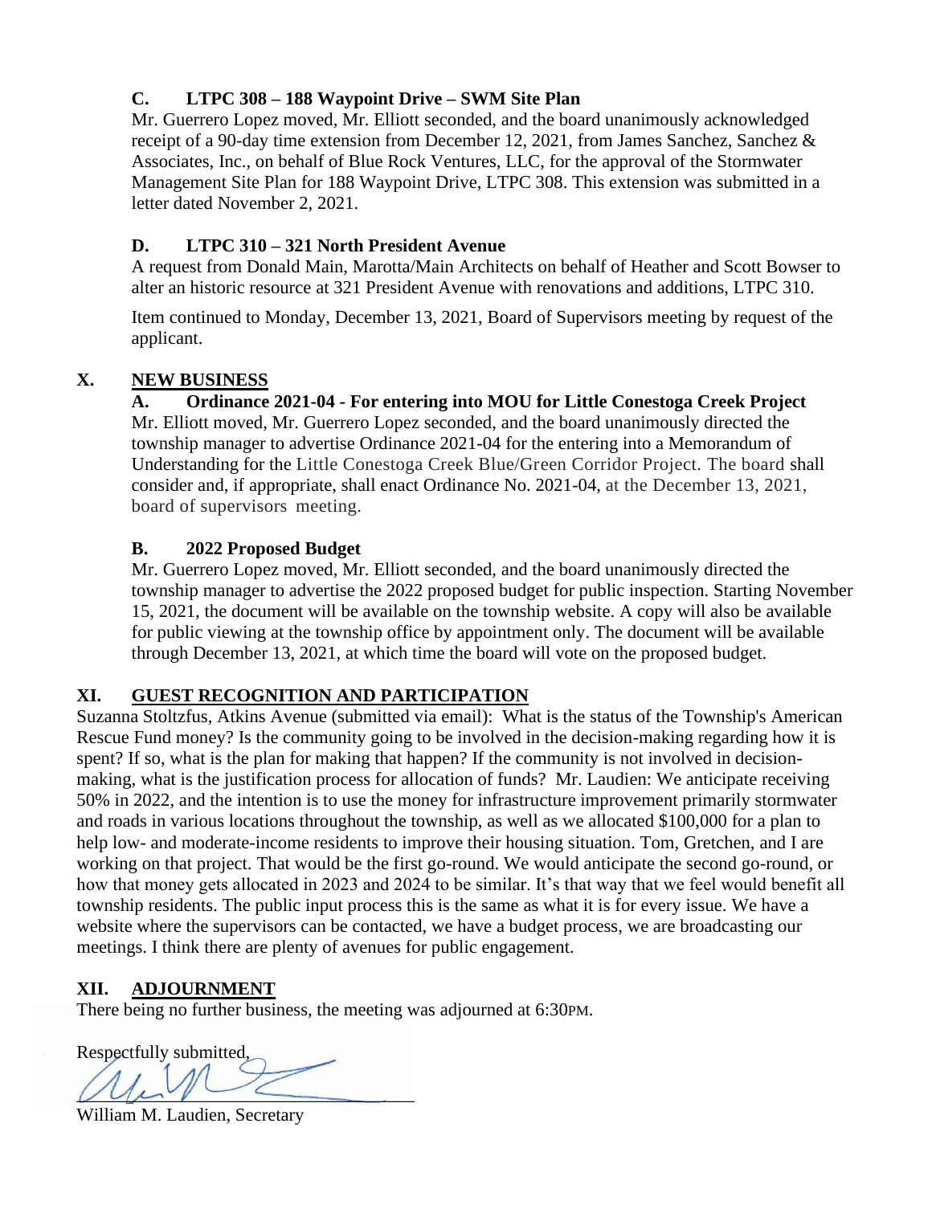### C. LTPC 308 – 188 Waypoint Drive – SWM Site Plan

Mr. Guerrero Lopez moved, Mr. Elliott seconded, and the board unanimously acknowledged receipt of a 90-day time extension from December 12, 2021, from James Sanchez, Sanchez & Associates, Inc., on behalf of Blue Rock Ventures, LLC, for the approval of the Stormwater Management Site Plan for 188 Waypoint Drive, LTPC 308. This extension was submitted in a letter dated November 2, 2021.

### D. LTPC 310 – 321 North President Avenue

A request from Donald Main, Marotta/Main Architects on behalf of Heather and Scott Bowser to alter an historic resource at 321 President Avenue with renovations and additions, LTPC 310.

Item continued to Monday, December 13, 2021, Board of Supervisors meeting by request of the applicant.

## X. NEW BUSINESS

### A. Ordinance 2021-04 - For entering into MOU for Little Conestoga Creek Project

Mr. Elliott moved, Mr. Guerrero Lopez seconded, and the board unanimously directed the township manager to advertise Ordinance 2021-04 for the entering into a Memorandum of Understanding for the Little Conestoga Creek Blue/Green Corridor Project. The board shall consider and, if appropriate, shall enact Ordinance No. 2021-04, at the December 13, 2021, board of supervisors meeting.

### B. 2022 Proposed Budget

Mr. Guerrero Lopez moved, Mr. Elliott seconded, and the board unanimously directed the township manager to advertise the 2022 proposed budget for public inspection. Starting November 15, 2021, the document will be available on the township website. A copy will also be available for public viewing at the township office by appointment only. The document will be available through December 13, 2021, at which time the board will vote on the proposed budget.

## XI. GUEST RECOGNITION AND PARTICIPATION

Suzanna Stoltzfus, Atkins Avenue (submitted via email): What is the status of the Township's American Rescue Fund money? Is the community going to be involved in the decision-making regarding how it is spent? If so, what is the plan for making that happen? If the community is not involved in decision-making, what is the justification process for allocation of funds? Mr. Laudien: We anticipate receiving 50% in 2022, and the intention is to use the money for infrastructure improvement primarily stormwater and roads in various locations throughout the township, as well as we allocated $100,000 for a plan to help low- and moderate-income residents to improve their housing situation. Tom, Gretchen, and I are working on that project. That would be the first go-round. We would anticipate the second go-round, or how that money gets allocated in 2023 and 2024 to be similar. It's that way that we feel would benefit all township residents. The public input process this is the same as what it is for every issue. We have a website where the supervisors can be contacted, we have a budget process, we are broadcasting our meetings. I think there are plenty of avenues for public engagement.

## XII. ADJOURNMENT

There being no further business, the meeting was adjourned at 6:30PM.

Respectfully submitted,

William M. Laudien, Secretary